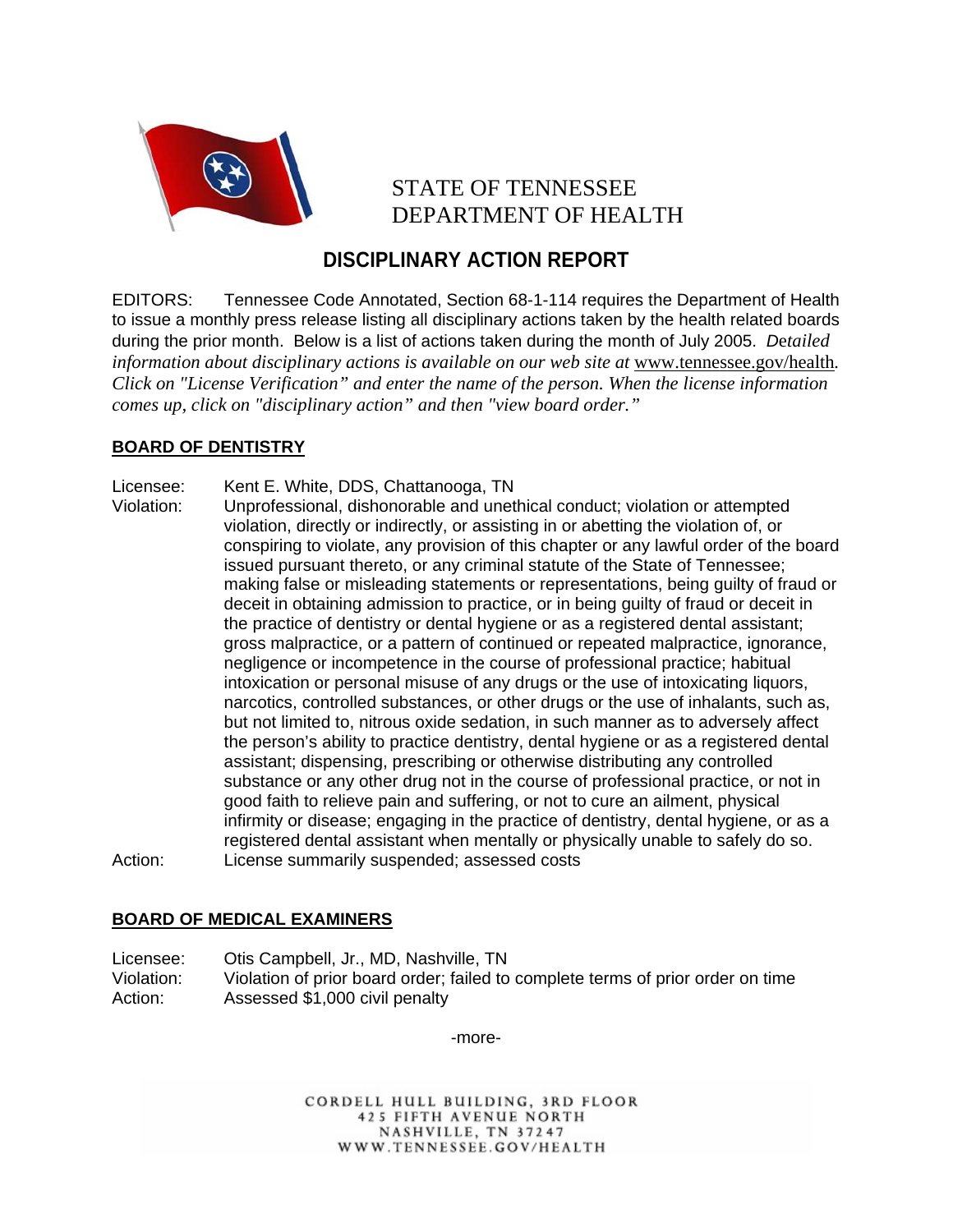STATE OF TENNESSEE
DEPARTMENT OF HEALTH

# DISCIPLINARY ACTION REPORT

EDITORS: Tennessee Code Annotated, Section 68-1-114 requires the Department of Health to issue a monthly press release listing all disciplinary actions taken by the health related boards during the prior month. Below is a list of actions taken during the month of July 2005. *Detailed information about disciplinary actions is available on our web site at* www.tennessee.gov/health. *Click on "License Verification" and enter the name of the person. When the license information comes up, click on "disciplinary action" and then "view board order."*

## BOARD OF DENTISTRY

Licensee: Kent E. White, DDS, Chattanooga, TN
Violation: Unprofessional, dishonorable and unethical conduct; violation or attempted violation, directly or indirectly, or assisting in or abetting the violation of, or conspiring to violate, any provision of this chapter or any lawful order of the board issued pursuant thereto, or any criminal statute of the State of Tennessee; making false or misleading statements or representations, being guilty of fraud or deceit in obtaining admission to practice, or in being guilty of fraud or deceit in the practice of dentistry or dental hygiene or as a registered dental assistant; gross malpractice, or a pattern of continued or repeated malpractice, ignorance, negligence or incompetence in the course of professional practice; habitual intoxication or personal misuse of any drugs or the use of intoxicating liquors, narcotics, controlled substances, or other drugs or the use of inhalants, such as, but not limited to, nitrous oxide sedation, in such manner as to adversely affect the person's ability to practice dentistry, dental hygiene or as a registered dental assistant; dispensing, prescribing or otherwise distributing any controlled substance or any other drug not in the course of professional practice, or not in good faith to relieve pain and suffering, or not to cure an ailment, physical infirmity or disease; engaging in the practice of dentistry, dental hygiene, or as a registered dental assistant when mentally or physically unable to safely do so.
Action: License summarily suspended; assessed costs

## BOARD OF MEDICAL EXAMINERS

Licensee: Otis Campbell, Jr., MD, Nashville, TN
Violation: Violation of prior board order; failed to complete terms of prior order on time
Action: Assessed $1,000 civil penalty

-more-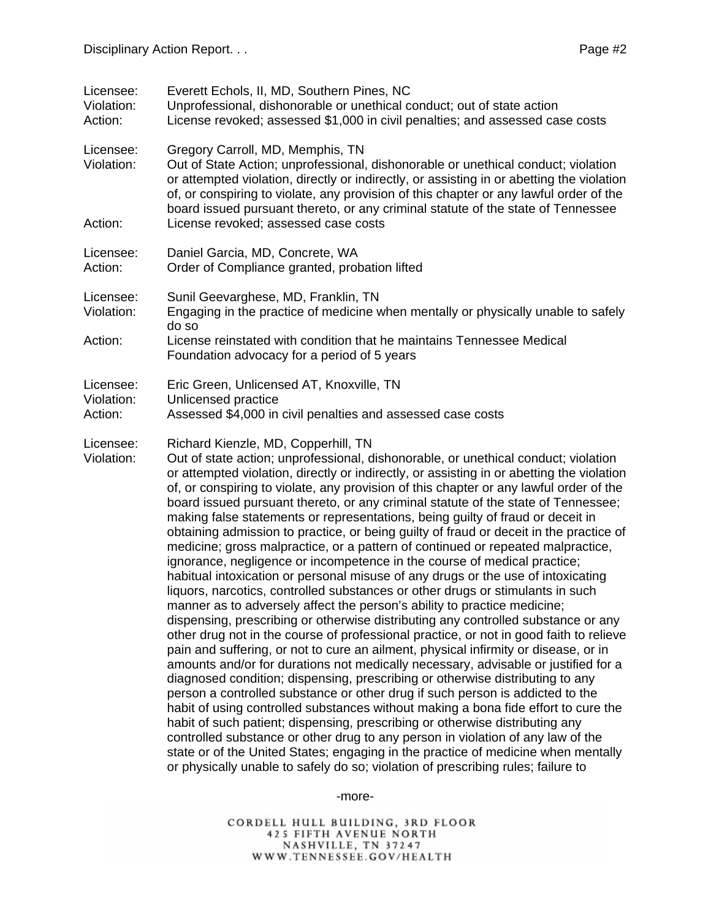Licensee: Everett Echols, II, MD, Southern Pines, NC
Violation: Unprofessional, dishonorable or unethical conduct; out of state action
Action: License revoked; assessed $1,000 in civil penalties; and assessed case costs

Licensee: Gregory Carroll, MD, Memphis, TN
Violation: Out of State Action; unprofessional, dishonorable or unethical conduct; violation or attempted violation, directly or indirectly, or assisting in or abetting the violation of, or conspiring to violate, any provision of this chapter or any lawful order of the board issued pursuant thereto, or any criminal statute of the state of Tennessee
Action: License revoked; assessed case costs

Licensee: Daniel Garcia, MD, Concrete, WA
Action: Order of Compliance granted, probation lifted

Licensee: Sunil Geevarghese, MD, Franklin, TN
Violation: Engaging in the practice of medicine when mentally or physically unable to safely do so
Action: License reinstated with condition that he maintains Tennessee Medical Foundation advocacy for a period of 5 years

Licensee: Eric Green, Unlicensed AT, Knoxville, TN
Violation: Unlicensed practice
Action: Assessed $4,000 in civil penalties and assessed case costs

Licensee: Richard Kienzle, MD, Copperhill, TN
Violation: Out of state action; unprofessional, dishonorable, or unethical conduct; violation or attempted violation, directly or indirectly, or assisting in or abetting the violation of, or conspiring to violate, any provision of this chapter or any lawful order of the board issued pursuant thereto, or any criminal statute of the state of Tennessee; making false statements or representations, being guilty of fraud or deceit in obtaining admission to practice, or being guilty of fraud or deceit in the practice of medicine; gross malpractice, or a pattern of continued or repeated malpractice, ignorance, negligence or incompetence in the course of medical practice; habitual intoxication or personal misuse of any drugs or the use of intoxicating liquors, narcotics, controlled substances or other drugs or stimulants in such manner as to adversely affect the person's ability to practice medicine; dispensing, prescribing or otherwise distributing any controlled substance or any other drug not in the course of professional practice, or not in good faith to relieve pain and suffering, or not to cure an ailment, physical infirmity or disease, or in amounts and/or for durations not medically necessary, advisable or justified for a diagnosed condition; dispensing, prescribing or otherwise distributing to any person a controlled substance or other drug if such person is addicted to the habit of using controlled substances without making a bona fide effort to cure the habit of such patient; dispensing, prescribing or otherwise distributing any controlled substance or other drug to any person in violation of any law of the state or of the United States; engaging in the practice of medicine when mentally or physically unable to safely do so; violation of prescribing rules; failure to

-more-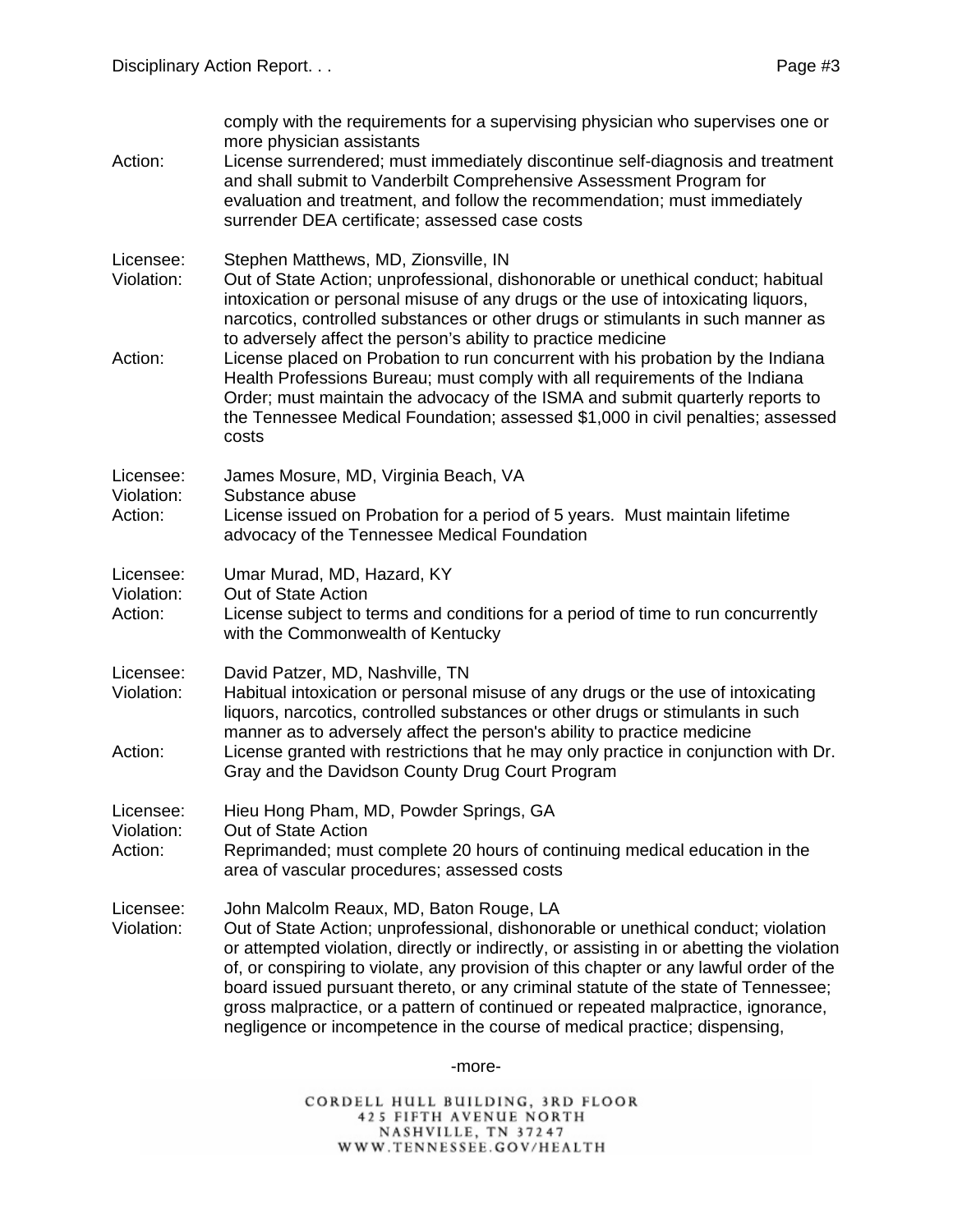comply with the requirements for a supervising physician who supervises one or more physician assistants

Action: License surrendered; must immediately discontinue self-diagnosis and treatment and shall submit to Vanderbilt Comprehensive Assessment Program for evaluation and treatment, and follow the recommendation; must immediately surrender DEA certificate; assessed case costs

Licensee: Stephen Matthews, MD, Zionsville, IN

Violation: Out of State Action; unprofessional, dishonorable or unethical conduct; habitual intoxication or personal misuse of any drugs or the use of intoxicating liquors, narcotics, controlled substances or other drugs or stimulants in such manner as to adversely affect the person's ability to practice medicine

Action: License placed on Probation to run concurrent with his probation by the Indiana Health Professions Bureau; must comply with all requirements of the Indiana Order; must maintain the advocacy of the ISMA and submit quarterly reports to the Tennessee Medical Foundation; assessed $1,000 in civil penalties; assessed costs

Licensee: James Mosure, MD, Virginia Beach, VA

Violation: Substance abuse

Action: License issued on Probation for a period of 5 years. Must maintain lifetime advocacy of the Tennessee Medical Foundation

Licensee: Umar Murad, MD, Hazard, KY

Violation: Out of State Action

Action: License subject to terms and conditions for a period of time to run concurrently with the Commonwealth of Kentucky

Licensee: David Patzer, MD, Nashville, TN

Violation: Habitual intoxication or personal misuse of any drugs or the use of intoxicating liquors, narcotics, controlled substances or other drugs or stimulants in such manner as to adversely affect the person's ability to practice medicine

Action: License granted with restrictions that he may only practice in conjunction with Dr. Gray and the Davidson County Drug Court Program

Licensee: Hieu Hong Pham, MD, Powder Springs, GA

Violation: Out of State Action

Action: Reprimanded; must complete 20 hours of continuing medical education in the area of vascular procedures; assessed costs

Licensee: John Malcolm Reaux, MD, Baton Rouge, LA

Violation: Out of State Action; unprofessional, dishonorable or unethical conduct; violation or attempted violation, directly or indirectly, or assisting in or abetting the violation of, or conspiring to violate, any provision of this chapter or any lawful order of the board issued pursuant thereto, or any criminal statute of the state of Tennessee; gross malpractice, or a pattern of continued or repeated malpractice, ignorance, negligence or incompetence in the course of medical practice; dispensing,

-more-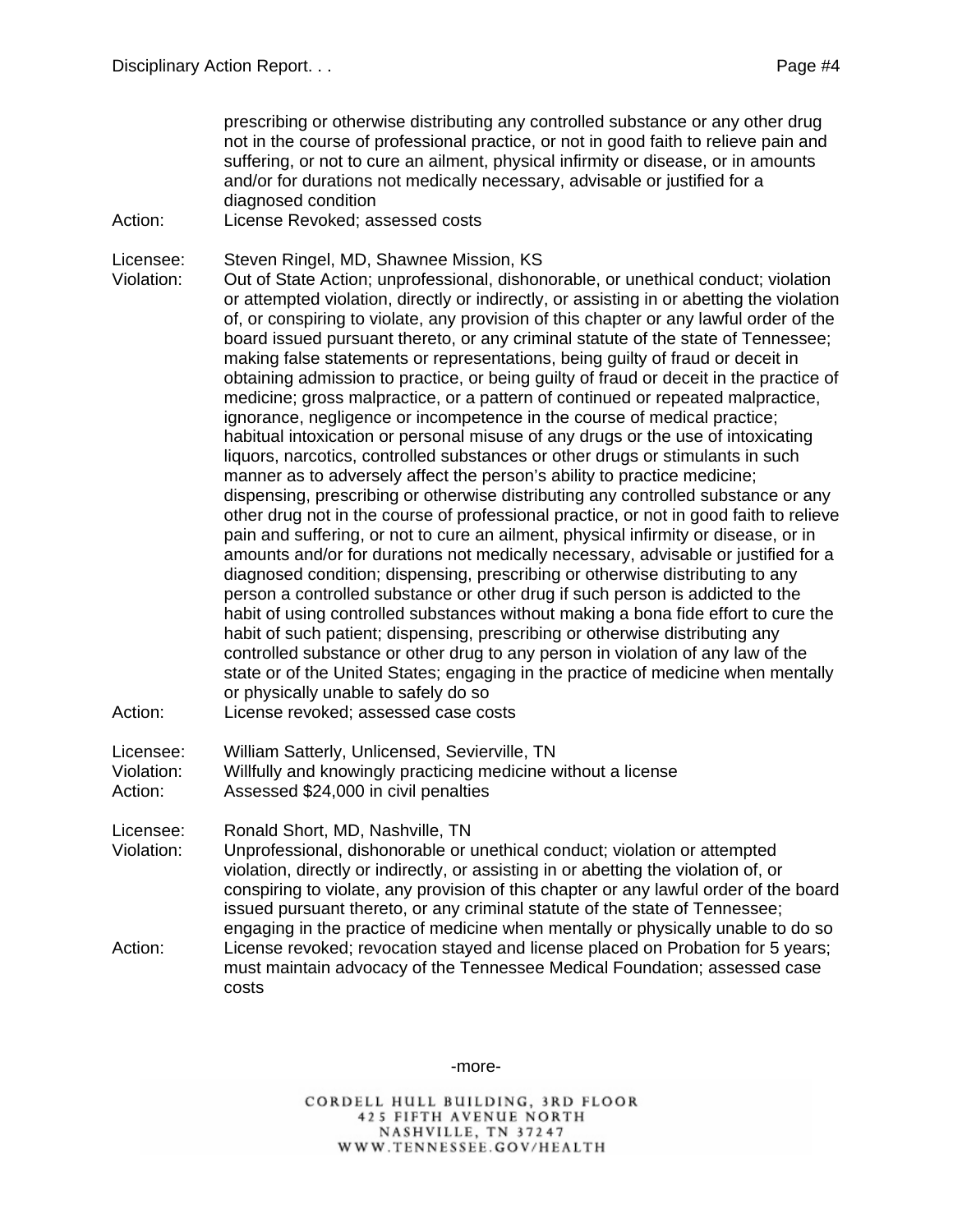prescribing or otherwise distributing any controlled substance or any other drug not in the course of professional practice, or not in good faith to relieve pain and suffering, or not to cure an ailment, physical infirmity or disease, or in amounts and/or for durations not medically necessary, advisable or justified for a diagnosed condition

Action: License Revoked; assessed costs

Licensee: Steven Ringel, MD, Shawnee Mission, KS

Violation: Out of State Action; unprofessional, dishonorable, or unethical conduct; violation or attempted violation, directly or indirectly, or assisting in or abetting the violation of, or conspiring to violate, any provision of this chapter or any lawful order of the board issued pursuant thereto, or any criminal statute of the state of Tennessee; making false statements or representations, being guilty of fraud or deceit in obtaining admission to practice, or being guilty of fraud or deceit in the practice of medicine; gross malpractice, or a pattern of continued or repeated malpractice, ignorance, negligence or incompetence in the course of medical practice; habitual intoxication or personal misuse of any drugs or the use of intoxicating liquors, narcotics, controlled substances or other drugs or stimulants in such manner as to adversely affect the person's ability to practice medicine; dispensing, prescribing or otherwise distributing any controlled substance or any other drug not in the course of professional practice, or not in good faith to relieve pain and suffering, or not to cure an ailment, physical infirmity or disease, or in amounts and/or for durations not medically necessary, advisable or justified for a diagnosed condition; dispensing, prescribing or otherwise distributing to any person a controlled substance or other drug if such person is addicted to the habit of using controlled substances without making a bona fide effort to cure the habit of such patient; dispensing, prescribing or otherwise distributing any controlled substance or other drug to any person in violation of any law of the state or of the United States; engaging in the practice of medicine when mentally or physically unable to safely do so

Action: License revoked; assessed case costs

Licensee: William Satterly, Unlicensed, Sevierville, TN

Violation: Willfully and knowingly practicing medicine without a license

Action: Assessed $24,000 in civil penalties

Licensee: Ronald Short, MD, Nashville, TN

Violation: Unprofessional, dishonorable or unethical conduct; violation or attempted violation, directly or indirectly, or assisting in or abetting the violation of, or conspiring to violate, any provision of this chapter or any lawful order of the board issued pursuant thereto, or any criminal statute of the state of Tennessee; engaging in the practice of medicine when mentally or physically unable to do so

Action: License revoked; revocation stayed and license placed on Probation for 5 years; must maintain advocacy of the Tennessee Medical Foundation; assessed case costs

-more-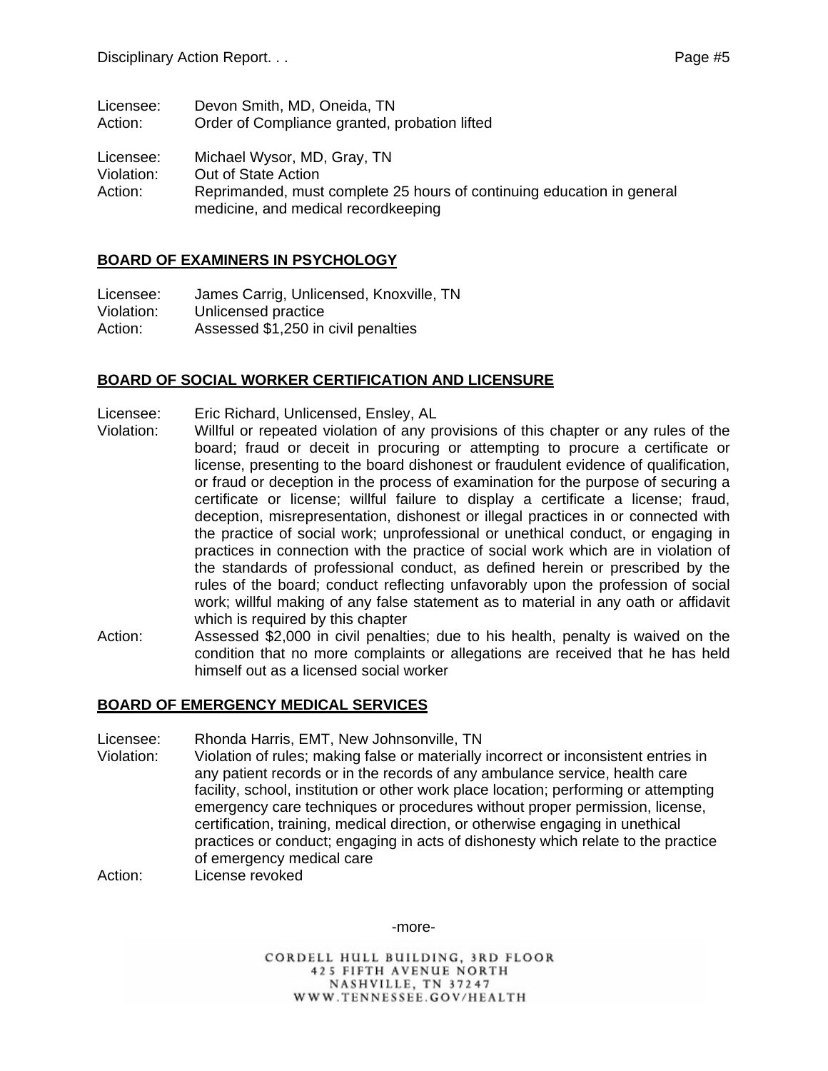Licensee: Devon Smith, MD, Oneida, TN
Action: Order of Compliance granted, probation lifted

Licensee: Michael Wysor, MD, Gray, TN
Violation: Out of State Action
Action: Reprimanded, must complete 25 hours of continuing education in general medicine, and medical recordkeeping

## BOARD OF EXAMINERS IN PSYCHOLOGY

Licensee: James Carrig, Unlicensed, Knoxville, TN
Violation: Unlicensed practice
Action: Assessed $1,250 in civil penalties

## BOARD OF SOCIAL WORKER CERTIFICATION AND LICENSURE

Licensee: Eric Richard, Unlicensed, Ensley, AL
Violation: Willful or repeated violation of any provisions of this chapter or any rules of the board; fraud or deceit in procuring or attempting to procure a certificate or license, presenting to the board dishonest or fraudulent evidence of qualification, or fraud or deception in the process of examination for the purpose of securing a certificate or license; willful failure to display a certificate a license; fraud, deception, misrepresentation, dishonest or illegal practices in or connected with the practice of social work; unprofessional or unethical conduct, or engaging in practices in connection with the practice of social work which are in violation of the standards of professional conduct, as defined herein or prescribed by the rules of the board; conduct reflecting unfavorably upon the profession of social work; willful making of any false statement as to material in any oath or affidavit which is required by this chapter
Action: Assessed $2,000 in civil penalties; due to his health, penalty is waived on the condition that no more complaints or allegations are received that he has held himself out as a licensed social worker

## BOARD OF EMERGENCY MEDICAL SERVICES

Licensee: Rhonda Harris, EMT, New Johnsonville, TN
Violation: Violation of rules; making false or materially incorrect or inconsistent entries in any patient records or in the records of any ambulance service, health care facility, school, institution or other work place location; performing or attempting emergency care techniques or procedures without proper permission, license, certification, training, medical direction, or otherwise engaging in unethical practices or conduct; engaging in acts of dishonesty which relate to the practice of emergency medical care
Action: License revoked

-more-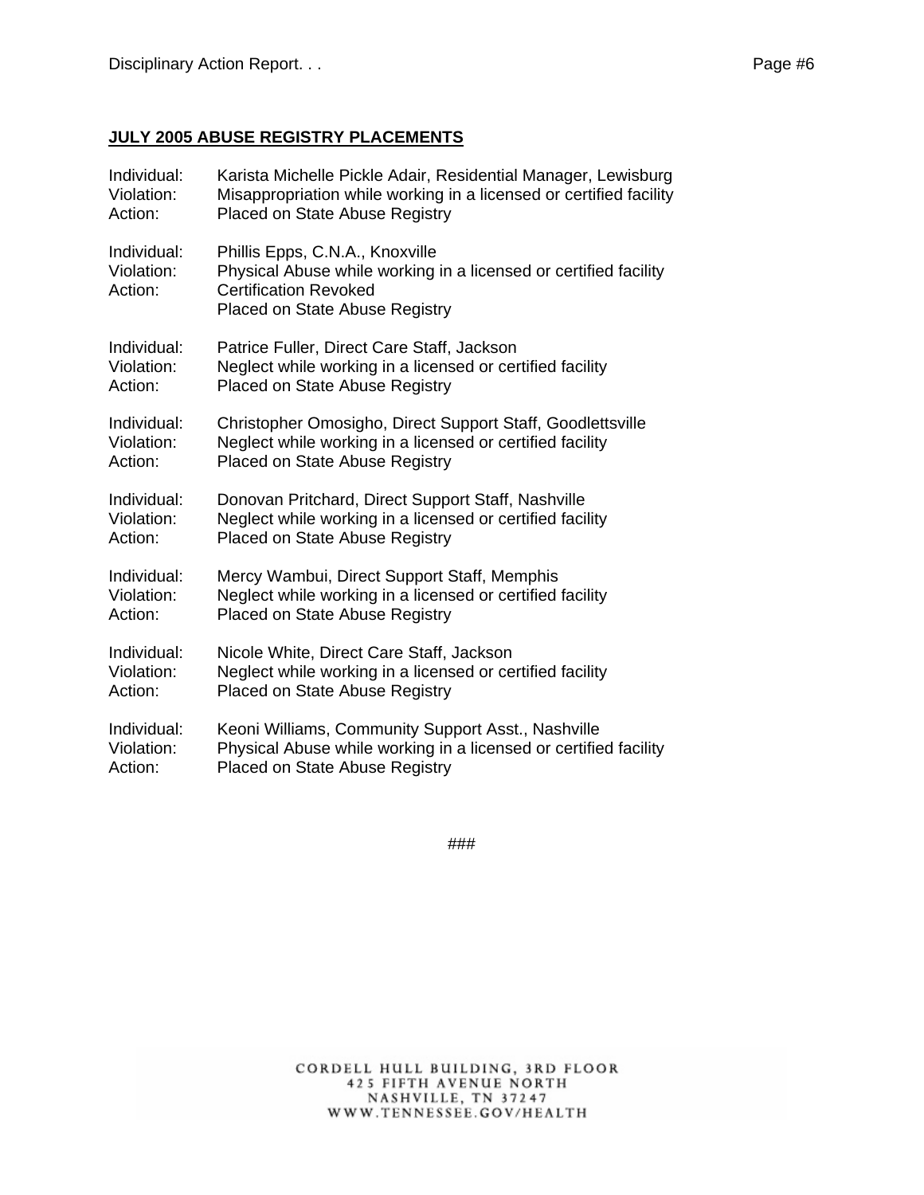## JULY 2005 ABUSE REGISTRY PLACEMENTS

Individual: Karista Michelle Pickle Adair, Residential Manager, Lewisburg
Violation: Misappropriation while working in a licensed or certified facility
Action: Placed on State Abuse Registry

Individual: Phillis Epps, C.N.A., Knoxville
Violation: Physical Abuse while working in a licensed or certified facility
Action: Certification Revoked
Placed on State Abuse Registry

Individual: Patrice Fuller, Direct Care Staff, Jackson
Violation: Neglect while working in a licensed or certified facility
Action: Placed on State Abuse Registry

Individual: Christopher Omosigho, Direct Support Staff, Goodlettsville
Violation: Neglect while working in a licensed or certified facility
Action: Placed on State Abuse Registry

Individual: Donovan Pritchard, Direct Support Staff, Nashville
Violation: Neglect while working in a licensed or certified facility
Action: Placed on State Abuse Registry

Individual: Mercy Wambui, Direct Support Staff, Memphis
Violation: Neglect while working in a licensed or certified facility
Action: Placed on State Abuse Registry

Individual: Nicole White, Direct Care Staff, Jackson
Violation: Neglect while working in a licensed or certified facility
Action: Placed on State Abuse Registry

Individual: Keoni Williams, Community Support Asst., Nashville
Violation: Physical Abuse while working in a licensed or certified facility
Action: Placed on State Abuse Registry

###

CORDELL HULL BUILDING, 3RD FLOOR
425 FIFTH AVENUE NORTH
NASHVILLE, TN 37247
WWW.TENNESSEE.GOV/HEALTH